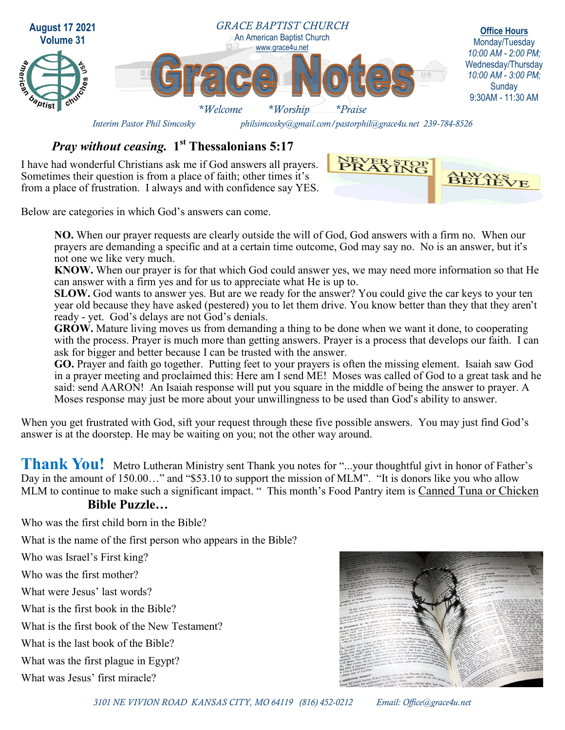August 17 2021
Volume 31

GRACE BAPTIST CHURCH
An American Baptist Church
www.grace4u.net

# Grace Notes

*Welcome *Worship *Praise

**Office Hours**
Monday/Tuesday
*10:00 AM - 2:00 PM;*
Wednesday/Thursday
*10:00 AM - 3:00 PM;*
Sunday
9:30AM - 11:30 AM

*Interim Pastor Phil Simcosky* *philsimcosky@gmail.com / pastorphil@grace4u.net 239-784-8526*

## *Pray without ceasing.* 1st Thessalonians 5:17

I have had wonderful Christians ask me if God answers all prayers. Sometimes their question is from a place of faith; other times it's from a place of frustration. I always and with confidence say YES.

NEVER STOP PRAYING

ALWAYS BELIEVE

Below are categories in which God's answers can come.

**NO.** When our prayer requests are clearly outside the will of God, God answers with a firm no. When our prayers are demanding a specific and at a certain time outcome, God may say no. No is an answer, but it's not one we like very much.

**KNOW.** When our prayer is for that which God could answer yes, we may need more information so that He can answer with a firm yes and for us to appreciate what He is up to.

**SLOW.** God wants to answer yes. But are we ready for the answer? You could give the car keys to your ten year old because they have asked (pestered) you to let them drive. You know better than they that they aren't ready - yet. God's delays are not God's denials.

**GROW.** Mature living moves us from demanding a thing to be done when we want it done, to cooperating with the process. Prayer is much more than getting answers. Prayer is a process that develops our faith. I can ask for bigger and better because I can be trusted with the answer.

**GO.** Prayer and faith go together. Putting feet to your prayers is often the missing element. Isaiah saw God in a prayer meeting and proclaimed this: Here am I send ME! Moses was called of God to a great task and he said: send AARON! An Isaiah response will put you square in the middle of being the answer to prayer. A Moses response may just be more about your unwillingness to be used than God's ability to answer.

When you get frustrated with God, sift your request through these five possible answers. You may just find God's answer is at the doorstep. He may be waiting on you; not the other way around.

**Thank You!** Metro Lutheran Ministry sent Thank you notes for "...your thoughtful givt in honor of Father's Day in the amount of 150.00…" and "$53.10 to support the mission of MLM". "It is donors like you who allow MLM to continue to make such a significant impact. " This month's Food Pantry item is Canned Tuna or Chicken

### Bible Puzzle…

Who was the first child born in the Bible?

What is the name of the first person who appears in the Bible?

Who was Israel's First king?

Who was the first mother?

What were Jesus' last words?

What is the first book in the Bible?

What is the first book of the New Testament?

What is the last book of the Bible?

What was the first plague in Egypt?

What was Jesus' first miracle?

*3101 NE VIVION ROAD KANSAS CITY, MO 64119 (816) 452-0212 Email: Office@grace4u.net*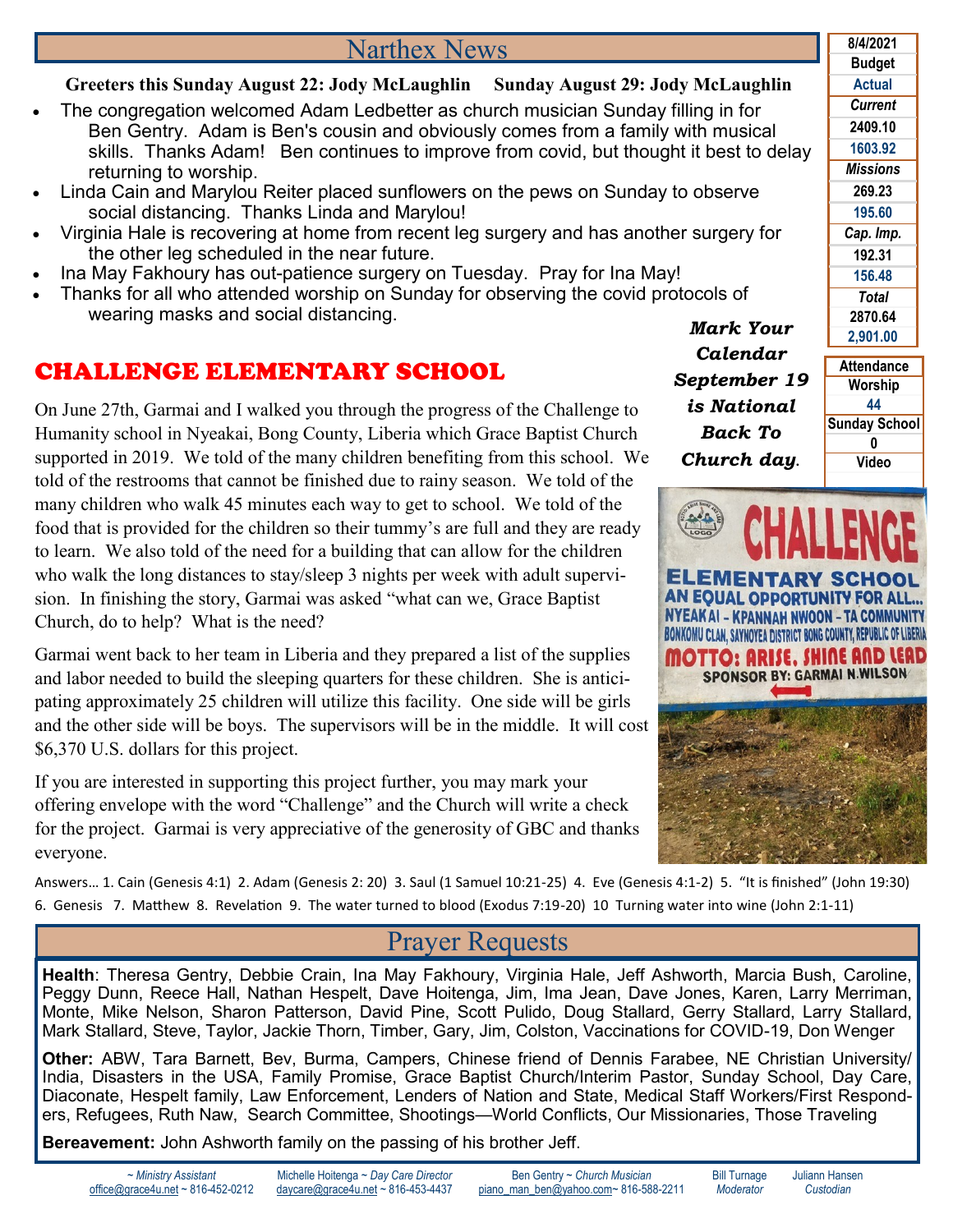## Narthex News

**Greeters this Sunday August 22: Jody McLaughlin Sunday August 29: Jody McLaughlin**

- The congregation welcomed Adam Ledbetter as church musician Sunday filling in for Ben Gentry. Adam is Ben's cousin and obviously comes from a family with musical skills. Thanks Adam! Ben continues to improve from covid, but thought it best to delay returning to worship.
- Linda Cain and Marylou Reiter placed sunflowers on the pews on Sunday to observe social distancing. Thanks Linda and Marylou!
- Virginia Hale is recovering at home from recent leg surgery and has another surgery for the other leg scheduled in the near future.
- Ina May Fakhoury has out-patience surgery on Tuesday. Pray for Ina May!
- Thanks for all who attended worship on Sunday for observing the covid protocols of wearing masks and social distancing.

| 8/4/2021 |
|---|
| Budget |
| Actual |
| *Current* |
| 2409.10 |
| 1603.92 |
| *Missions* |
| 269.23 |
| 195.60 |
| *Cap. Imp.* |
| 192.31 |
| 156.48 |
| *Total* |
| 2870.64 |
| 2,901.00 |

| Attendance |
|---|
| Worship |
| 44 |
| Sunday School |
| 0 |
| Video |

***Mark Your Calendar September 19 is National Back To Church day.***

## CHALLENGE ELEMENTARY SCHOOL

On June 27th, Garmai and I walked you through the progress of the Challenge to Humanity school in Nyeakai, Bong County, Liberia which Grace Baptist Church supported in 2019. We told of the many children benefiting from this school. We told of the restrooms that cannot be finished due to rainy season. We told of the many children who walk 45 minutes each way to get to school. We told of the food that is provided for the children so their tummy's are full and they are ready to learn. We also told of the need for a building that can allow for the children who walk the long distances to stay/sleep 3 nights per week with adult supervision. In finishing the story, Garmai was asked "what can we, Grace Baptist Church, do to help? What is the need?

Garmai went back to her team in Liberia and they prepared a list of the supplies and labor needed to build the sleeping quarters for these children. She is anticipating approximately 25 children will utilize this facility. One side will be girls and the other side will be boys. The supervisors will be in the middle. It will cost $6,370 U.S. dollars for this project.

If you are interested in supporting this project further, you may mark your offering envelope with the word "Challenge" and the Church will write a check for the project. Garmai is very appreciative of the generosity of GBC and thanks everyone.

CHALLENGE
ELEMENTARY SCHOOL
AN EQUAL OPPORTUNITY FOR ALL...
NYEAKAI - KPANNAH NWOON - TA COMMUNITY
BONKOMU CLAN, SAYNOYEA DISTRICT BONG COUNTY, REPUBLIC OF LIBERIA
MOTTO: ARISE, SHINE AND LEAD
SPONSOR BY: GARMAI N.WILSON

Answers… 1. Cain (Genesis 4:1) 2. Adam (Genesis 2: 20) 3. Saul (1 Samuel 10:21-25) 4. Eve (Genesis 4:1-2) 5. "It is finished" (John 19:30) 6. Genesis 7. Matthew 8. Revelation 9. The water turned to blood (Exodus 7:19-20) 10 Turning water into wine (John 2:1-11)

## Prayer Requests

**Health**: Theresa Gentry, Debbie Crain, Ina May Fakhoury, Virginia Hale, Jeff Ashworth, Marcia Bush, Caroline, Peggy Dunn, Reece Hall, Nathan Hespelt, Dave Hoitenga, Jim, Ima Jean, Dave Jones, Karen, Larry Merriman, Monte, Mike Nelson, Sharon Patterson, David Pine, Scott Pulido, Doug Stallard, Gerry Stallard, Larry Stallard, Mark Stallard, Steve, Taylor, Jackie Thorn, Timber, Gary, Jim, Colston, Vaccinations for COVID-19, Don Wenger

**Other:** ABW, Tara Barnett, Bev, Burma, Campers, Chinese friend of Dennis Farabee, NE Christian University/ India, Disasters in the USA, Family Promise, Grace Baptist Church/Interim Pastor, Sunday School, Day Care, Diaconate, Hespelt family, Law Enforcement, Lenders of Nation and State, Medical Staff Workers/First Responders, Refugees, Ruth Naw, Search Committee, Shootings—World Conflicts, Our Missionaries, Those Traveling

**Bereavement:** John Ashworth family on the passing of his brother Jeff.

~ *Ministry Assistant* office@grace4u.net ~ 816-452-0212 | Michelle Hoitenga ~ *Day Care Director* daycare@grace4u.net ~ 816-453-4437 | Ben Gentry ~ *Church Musician* piano_man_ben@yahoo.com~ 816-588-2211 | Bill Turnage *Moderator* | Juliann Hansen *Custodian*